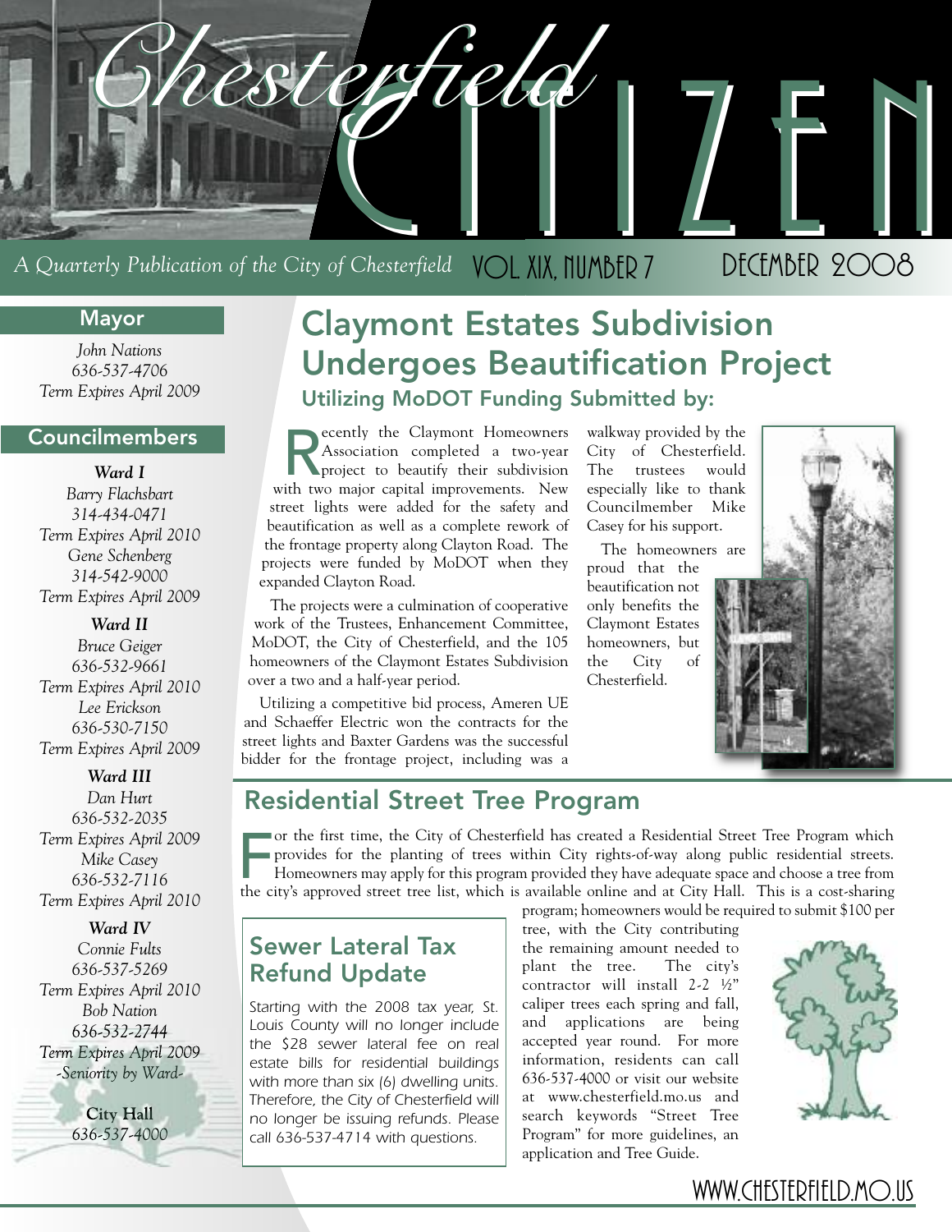# Chesterfield CITIZEN

*A Quarterly Publication of the City of Chesterfield* VOL XIX, NUMBER 7 DECEMBER 2008

## Mayor

*John Nations*
*636-537-4706*
*Term Expires April 2009*

## Councilmembers

***Ward I***
*Barry Flachsbart*
*314-434-0471*
*Term Expires April 2010*
*Gene Schenberg*
*314-542-9000*
*Term Expires April 2009*

***Ward II***
*Bruce Geiger*
*636-532-9661*
*Term Expires April 2010*
*Lee Erickson*
*636-530-7150*
*Term Expires April 2009*

***Ward III***
*Dan Hurt*
*636-532-2035*
*Term Expires April 2009*
*Mike Casey*
*636-532-7116*
*Term Expires April 2010*

***Ward IV***
*Connie Fults*
*636-537-5269*
*Term Expires April 2010*
*Bob Nation*
*636-532-2744*
*Term Expires April 2009*
*-Seniority by Ward-*

**City Hall**
*636-537-4000*

## Claymont Estates Subdivision Undergoes Beautification Project

### Utilizing MoDOT Funding Submitted by:

Recently the Claymont Homeowners Association completed a two-year project to beautify their subdivision with two major capital improvements. New street lights were added for the safety and beautification as well as a complete rework of the frontage property along Clayton Road. The projects were funded by MoDOT when they expanded Clayton Road.

The projects were a culmination of cooperative work of the Trustees, Enhancement Committee, MoDOT, the City of Chesterfield, and the 105 homeowners of the Claymont Estates Subdivision over a two and a half-year period.

Utilizing a competitive bid process, Ameren UE and Schaeffer Electric won the contracts for the street lights and Baxter Gardens was the successful bidder for the frontage project, including was a walkway provided by the City of Chesterfield. The trustees would especially like to thank Councilmember Mike Casey for his support.

The homeowners are proud that the beautification not only benefits the Claymont Estates homeowners, but the City of Chesterfield.

## Residential Street Tree Program

For the first time, the City of Chesterfield has created a Residential Street Tree Program which provides for the planting of trees within City rights-of-way along public residential streets. Homeowners may apply for this program provided they have adequate space and choose a tree from the city's approved street tree list, which is available online and at City Hall. This is a cost-sharing program; homeowners would be required to submit $100 per tree, with the City contributing the remaining amount needed to plant the tree. The city's contractor will install 2-2 ½" caliper trees each spring and fall, and applications are being accepted year round. For more information, residents can call 636-537-4000 or visit our website at www.chesterfield.mo.us and search keywords "Street Tree Program" for more guidelines, an application and Tree Guide.

## Sewer Lateral Tax Refund Update

*Starting with the 2008 tax year, St. Louis County will no longer include the $28 sewer lateral fee on real estate bills for residential buildings with more than six (6) dwelling units. Therefore, the City of Chesterfield will no longer be issuing refunds. Please call 636-537-4714 with questions.*

WWW.CHESTERFIELD.MO.US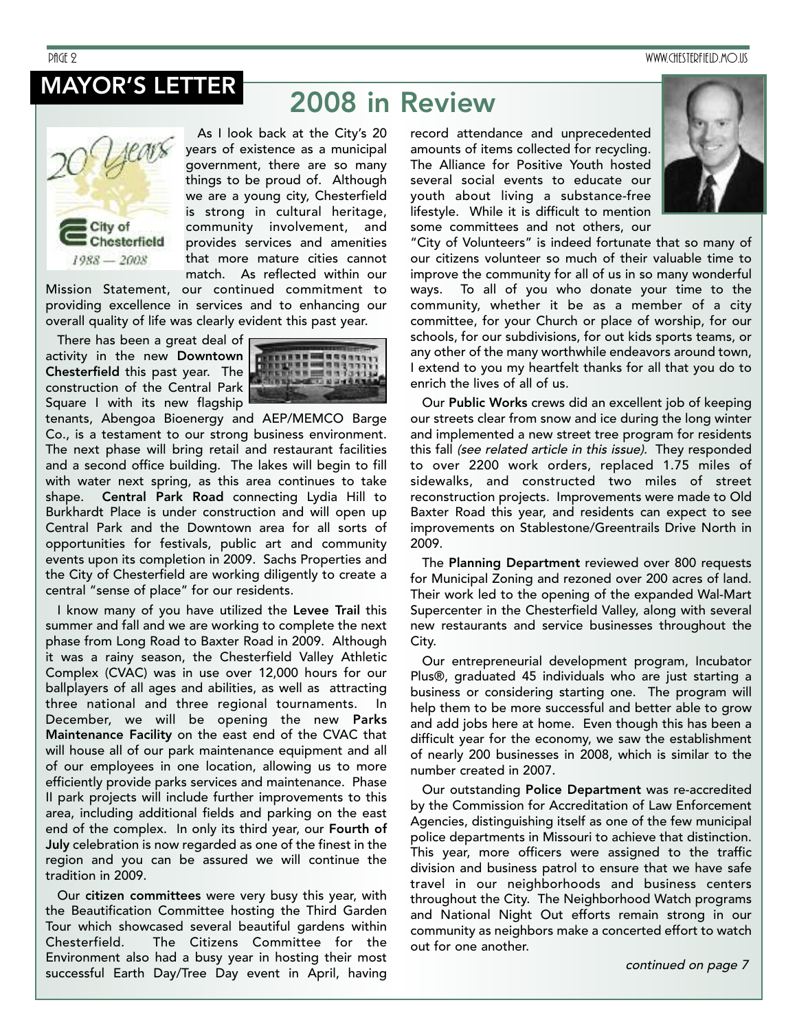## MAYOR'S LETTER

# 2008 in Review

As I look back at the City's 20 years of existence as a municipal government, there are so many things to be proud of. Although we are a young city, Chesterfield is strong in cultural heritage, community involvement, and provides services and amenities that more mature cities cannot match. As reflected within our Mission Statement, our continued commitment to providing excellence in services and to enhancing our overall quality of life was clearly evident this past year.

There has been a great deal of activity in the new **Downtown Chesterfield** this past year. The construction of the Central Park Square I with its new flagship tenants, Abengoa Bioenergy and AEP/MEMCO Barge Co., is a testament to our strong business environment. The next phase will bring retail and restaurant facilities and a second office building. The lakes will begin to fill with water next spring, as this area continues to take shape. **Central Park Road** connecting Lydia Hill to Burkhardt Place is under construction and will open up Central Park and the Downtown area for all sorts of opportunities for festivals, public art and community events upon its completion in 2009. Sachs Properties and the City of Chesterfield are working diligently to create a central "sense of place" for our residents.

I know many of you have utilized the **Levee Trail** this summer and fall and we are working to complete the next phase from Long Road to Baxter Road in 2009. Although it was a rainy season, the Chesterfield Valley Athletic Complex (CVAC) was in use over 12,000 hours for our ballplayers of all ages and abilities, as well as attracting three national and three regional tournaments. In December, we will be opening the new **Parks Maintenance Facility** on the east end of the CVAC that will house all of our park maintenance equipment and all of our employees in one location, allowing us to more efficiently provide parks services and maintenance. Phase II park projects will include further improvements to this area, including additional fields and parking on the east end of the complex. In only its third year, our **Fourth of July** celebration is now regarded as one of the finest in the region and you can be assured we will continue the tradition in 2009.

Our **citizen committees** were very busy this year, with the Beautification Committee hosting the Third Garden Tour which showcased several beautiful gardens within Chesterfield. The Citizens Committee for the Environment also had a busy year in hosting their most successful Earth Day/Tree Day event in April, having record attendance and unprecedented amounts of items collected for recycling. The Alliance for Positive Youth hosted several social events to educate our youth about living a substance-free lifestyle. While it is difficult to mention some committees and not others, our "City of Volunteers" is indeed fortunate that so many of our citizens volunteer so much of their valuable time to improve the community for all of us in so many wonderful ways. To all of you who donate your time to the community, whether it be as a member of a city committee, for your Church or place of worship, for our schools, for our subdivisions, for out kids sports teams, or any other of the many worthwhile endeavors around town, I extend to you my heartfelt thanks for all that you do to enrich the lives of all of us.

Our **Public Works** crews did an excellent job of keeping our streets clear from snow and ice during the long winter and implemented a new street tree program for residents this fall *(see related article in this issue).* They responded to over 2200 work orders, replaced 1.75 miles of sidewalks, and constructed two miles of street reconstruction projects. Improvements were made to Old Baxter Road this year, and residents can expect to see improvements on Stablestone/Greentrails Drive North in 2009.

The **Planning Department** reviewed over 800 requests for Municipal Zoning and rezoned over 200 acres of land. Their work led to the opening of the expanded Wal-Mart Supercenter in the Chesterfield Valley, along with several new restaurants and service businesses throughout the City.

Our entrepreneurial development program, Incubator Plus®, graduated 45 individuals who are just starting a business or considering starting one. The program will help them to be more successful and better able to grow and add jobs here at home. Even though this has been a difficult year for the economy, we saw the establishment of nearly 200 businesses in 2008, which is similar to the number created in 2007.

Our outstanding **Police Department** was re-accredited by the Commission for Accreditation of Law Enforcement Agencies, distinguishing itself as one of the few municipal police departments in Missouri to achieve that distinction. This year, more officers were assigned to the traffic division and business patrol to ensure that we have safe travel in our neighborhoods and business centers throughout the City. The Neighborhood Watch programs and National Night Out efforts remain strong in our community as neighbors make a concerted effort to watch out for one another.

*continued on page 7*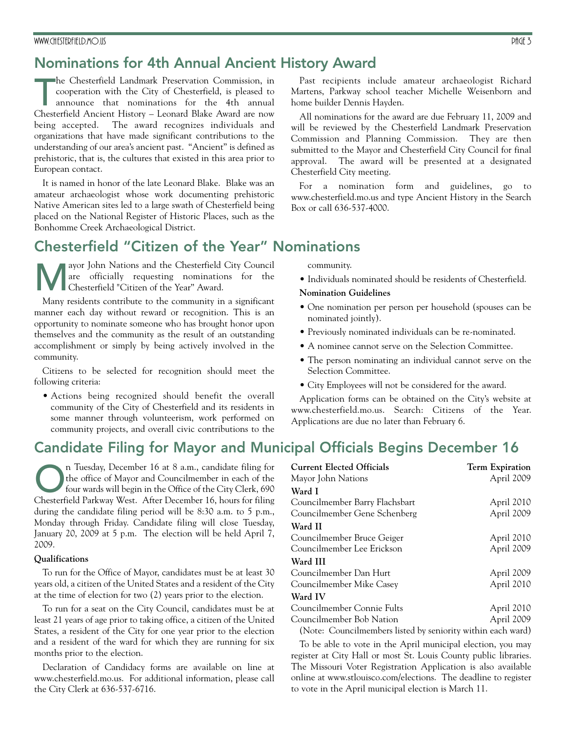## Nominations for 4th Annual Ancient History Award

The Chesterfield Landmark Preservation Commission, in cooperation with the City of Chesterfield, is pleased to announce that nominations for the 4th annual Chesterfield Ancient History – Leonard Blake Award are now being accepted. The award recognizes individuals and organizations that have made significant contributions to the understanding of our area's ancient past. "Ancient" is defined as prehistoric, that is, the cultures that existed in this area prior to European contact.

It is named in honor of the late Leonard Blake. Blake was an amateur archaeologist whose work documenting prehistoric Native American sites led to a large swath of Chesterfield being placed on the National Register of Historic Places, such as the Bonhomme Creek Archaeological District.

Past recipients include amateur archaeologist Richard Martens, Parkway school teacher Michelle Weisenborn and home builder Dennis Hayden.

All nominations for the award are due February 11, 2009 and will be reviewed by the Chesterfield Landmark Preservation Commission and Planning Commission. They are then submitted to the Mayor and Chesterfield City Council for final approval. The award will be presented at a designated Chesterfield City meeting.

For a nomination form and guidelines, go to www.chesterfield.mo.us and type Ancient History in the Search Box or call 636-537-4000.

## Chesterfield "Citizen of the Year" Nominations

Mayor John Nations and the Chesterfield City Council are officially requesting nominations for the Chesterfield "Citizen of the Year" Award.

Many residents contribute to the community in a significant manner each day without reward or recognition. This is an opportunity to nominate someone who has brought honor upon themselves and the community as the result of an outstanding accomplishment or simply by being actively involved in the community.

Citizens to be selected for recognition should meet the following criteria:

- Actions being recognized should benefit the overall community of the City of Chesterfield and its residents in some manner through volunteerism, work performed on community projects, and overall civic contributions to the community.
- Individuals nominated should be residents of Chesterfield.

**Nomination Guidelines**

- One nomination per person per household (spouses can be nominated jointly).
- Previously nominated individuals can be re-nominated.
- A nominee cannot serve on the Selection Committee.
- The person nominating an individual cannot serve on the Selection Committee.
- City Employees will not be considered for the award.

Application forms can be obtained on the City's website at www.chesterfield.mo.us. Search: Citizens of the Year. Applications are due no later than February 6.

## Candidate Filing for Mayor and Municipal Officials Begins December 16

On Tuesday, December 16 at 8 a.m., candidate filing for the office of Mayor and Councilmember in each of the four wards will begin in the Office of the City Clerk, 690 Chesterfield Parkway West. After December 16, hours for filing during the candidate filing period will be 8:30 a.m. to 5 p.m., Monday through Friday. Candidate filing will close Tuesday, January 20, 2009 at 5 p.m. The election will be held April 7, 2009.

**Qualifications**

To run for the Office of Mayor, candidates must be at least 30 years old, a citizen of the United States and a resident of the City at the time of election for two (2) years prior to the election.

To run for a seat on the City Council, candidates must be at least 21 years of age prior to taking office, a citizen of the United States, a resident of the City for one year prior to the election and a resident of the ward for which they are running for six months prior to the election.

Declaration of Candidacy forms are available on line at www.chesterfield.mo.us. For additional information, please call the City Clerk at 636-537-6716.

| Current Elected Officials | Term Expiration |
|---|---|
| Mayor John Nations | April 2009 |
| **Ward I** | |
| Councilmember Barry Flachsbart | April 2010 |
| Councilmember Gene Schenberg | April 2009 |
| **Ward II** | |
| Councilmember Bruce Geiger | April 2010 |
| Councilmember Lee Erickson | April 2009 |
| **Ward III** | |
| Councilmember Dan Hurt | April 2009 |
| Councilmember Mike Casey | April 2010 |
| **Ward IV** | |
| Councilmember Connie Fults | April 2010 |
| Councilmember Bob Nation | April 2009 |

(Note: Councilmembers listed by seniority within each ward)

To be able to vote in the April municipal election, you may register at City Hall or most St. Louis County public libraries. The Missouri Voter Registration Application is also available online at www.stlouisco.com/elections. The deadline to register to vote in the April municipal election is March 11.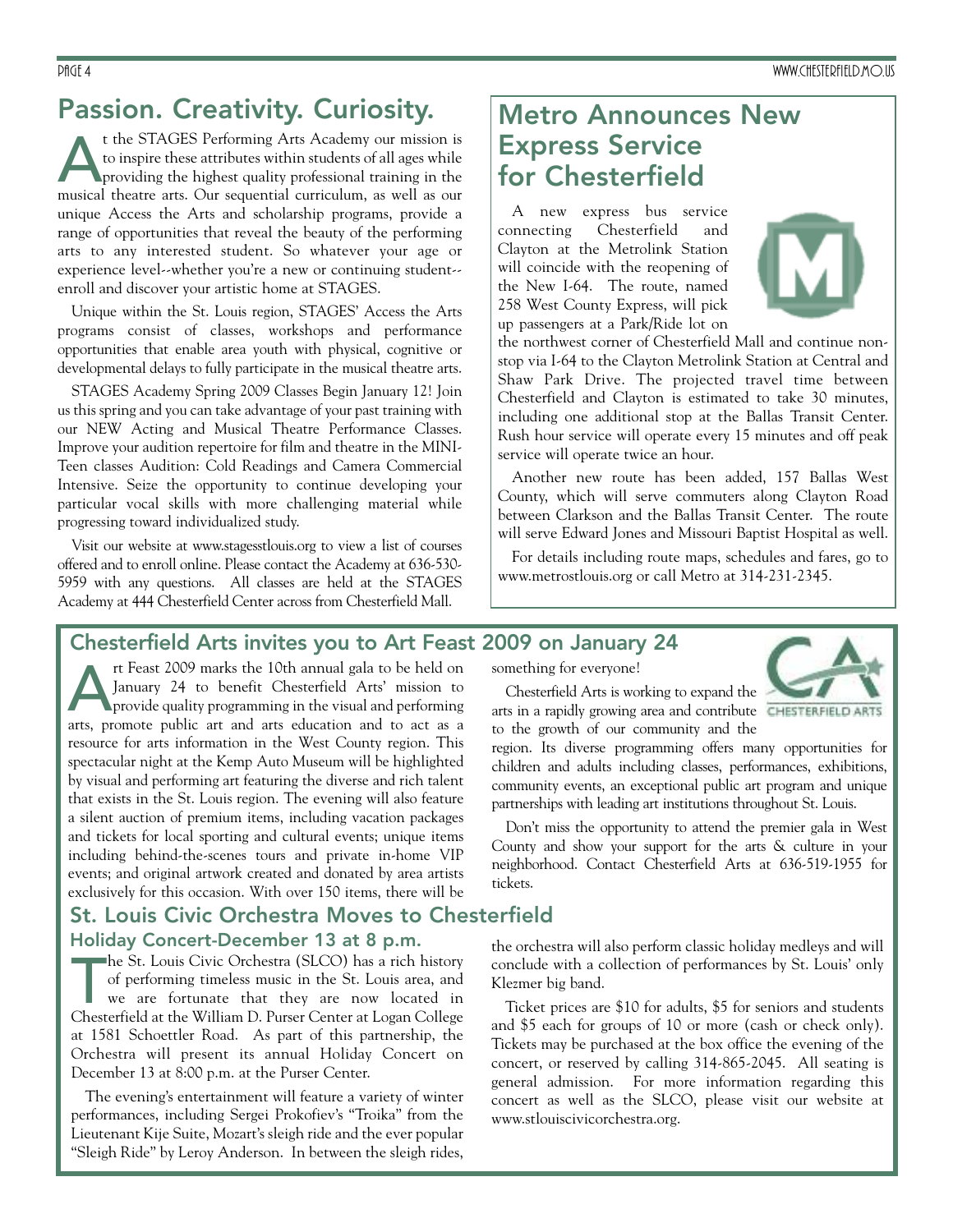## Passion. Creativity. Curiosity.

At the STAGES Performing Arts Academy our mission is to inspire these attributes within students of all ages while providing the highest quality professional training in the musical theatre arts. Our sequential curriculum, as well as our unique Access the Arts and scholarship programs, provide a range of opportunities that reveal the beauty of the performing arts to any interested student. So whatever your age or experience level--whether you're a new or continuing student--enroll and discover your artistic home at STAGES.

Unique within the St. Louis region, STAGES' Access the Arts programs consist of classes, workshops and performance opportunities that enable area youth with physical, cognitive or developmental delays to fully participate in the musical theatre arts.

STAGES Academy Spring 2009 Classes Begin January 12! Join us this spring and you can take advantage of your past training with our NEW Acting and Musical Theatre Performance Classes. Improve your audition repertoire for film and theatre in the MINI-Teen classes Audition: Cold Readings and Camera Commercial Intensive. Seize the opportunity to continue developing your particular vocal skills with more challenging material while progressing toward individualized study.

Visit our website at www.stagesstlouis.org to view a list of courses offered and to enroll online. Please contact the Academy at 636-530-5959 with any questions. All classes are held at the STAGES Academy at 444 Chesterfield Center across from Chesterfield Mall.

## Metro Announces New Express Service for Chesterfield

A new express bus service connecting Chesterfield and Clayton at the Metrolink Station will coincide with the reopening of the New I-64. The route, named 258 West County Express, will pick up passengers at a Park/Ride lot on the northwest corner of Chesterfield Mall and continue non-stop via I-64 to the Clayton Metrolink Station at Central and Shaw Park Drive. The projected travel time between Chesterfield and Clayton is estimated to take 30 minutes, including one additional stop at the Ballas Transit Center. Rush hour service will operate every 15 minutes and off peak service will operate twice an hour.

Another new route has been added, 157 Ballas West County, which will serve commuters along Clayton Road between Clarkson and the Ballas Transit Center. The route will serve Edward Jones and Missouri Baptist Hospital as well.

For details including route maps, schedules and fares, go to www.metrostlouis.org or call Metro at 314-231-2345.

## Chesterfield Arts invites you to Art Feast 2009 on January 24

Art Feast 2009 marks the 10th annual gala to be held on January 24 to benefit Chesterfield Arts' mission to provide quality programming in the visual and performing arts, promote public art and arts education and to act as a resource for arts information in the West County region. This spectacular night at the Kemp Auto Museum will be highlighted by visual and performing art featuring the diverse and rich talent that exists in the St. Louis region. The evening will also feature a silent auction of premium items, including vacation packages and tickets for local sporting and cultural events; unique items including behind-the-scenes tours and private in-home VIP events; and original artwork created and donated by area artists exclusively for this occasion. With over 150 items, there will be something for everyone!

Chesterfield Arts is working to expand the arts in a rapidly growing area and contribute to the growth of our community and the region. Its diverse programming offers many opportunities for children and adults including classes, performances, exhibitions, community events, an exceptional public art program and unique partnerships with leading art institutions throughout St. Louis.

Don't miss the opportunity to attend the premier gala in West County and show your support for the arts & culture in your neighborhood. Contact Chesterfield Arts at 636-519-1955 for tickets.

## St. Louis Civic Orchestra Moves to Chesterfield

### Holiday Concert-December 13 at 8 p.m.

The St. Louis Civic Orchestra (SLCO) has a rich history of performing timeless music in the St. Louis area, and we are fortunate that they are now located in Chesterfield at the William D. Purser Center at Logan College at 1581 Schoettler Road. As part of this partnership, the Orchestra will present its annual Holiday Concert on December 13 at 8:00 p.m. at the Purser Center.

The evening's entertainment will feature a variety of winter performances, including Sergei Prokofiev's "Troika" from the Lieutenant Kije Suite, Mozart's sleigh ride and the ever popular "Sleigh Ride" by Leroy Anderson. In between the sleigh rides, the orchestra will also perform classic holiday medleys and will conclude with a collection of performances by St. Louis' only Klezmer big band.

Ticket prices are $10 for adults, $5 for seniors and students and $5 each for groups of 10 or more (cash or check only). Tickets may be purchased at the box office the evening of the concert, or reserved by calling 314-865-2045. All seating is general admission. For more information regarding this concert as well as the SLCO, please visit our website at www.stlouiscivicorchestra.org.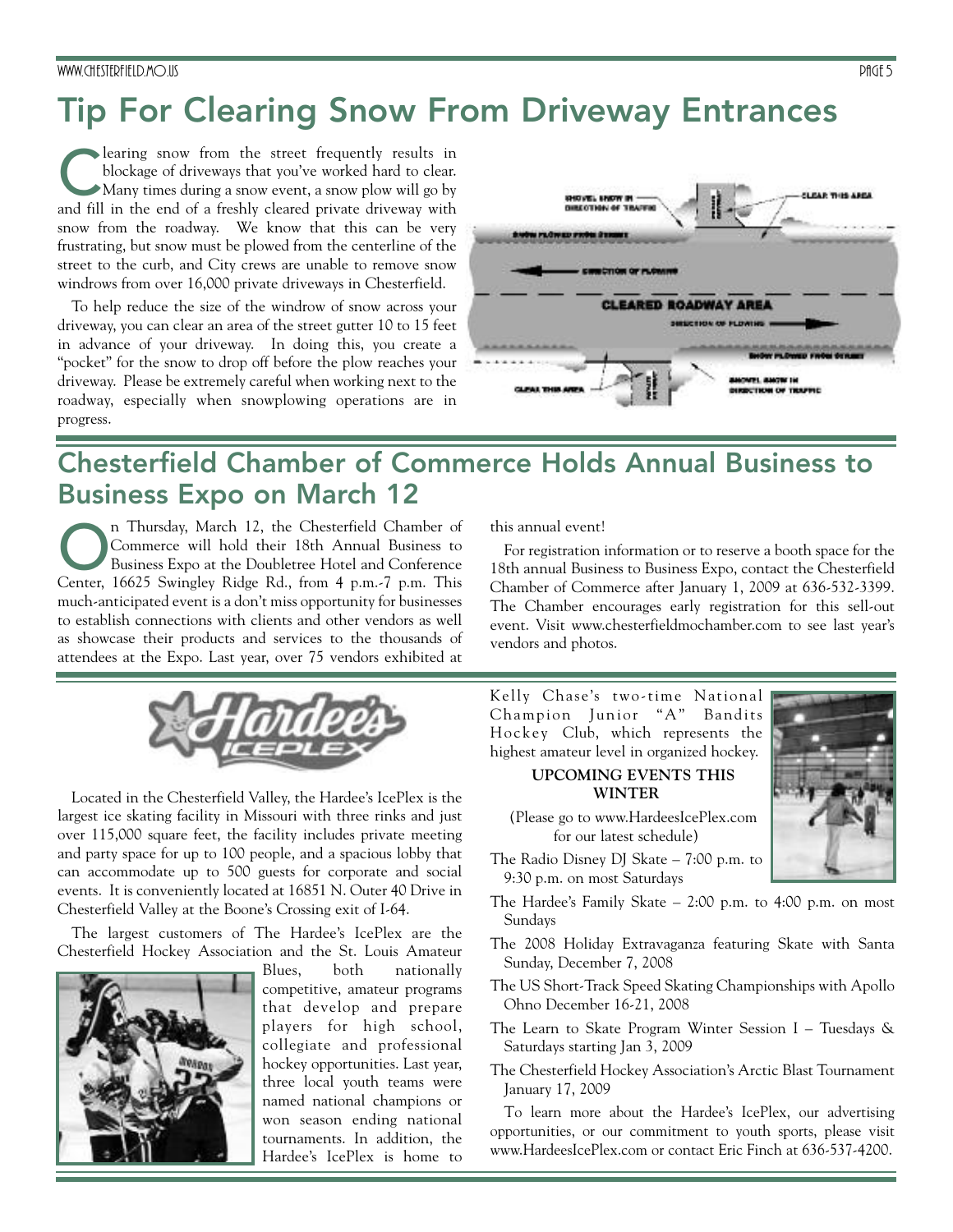# Tip For Clearing Snow From Driveway Entrances

Clearing snow from the street frequently results in blockage of driveways that you've worked hard to clear. Many times during a snow event, a snow plow will go by and fill in the end of a freshly cleared private driveway with snow from the roadway. We know that this can be very frustrating, but snow must be plowed from the centerline of the street to the curb, and City crews are unable to remove snow windrows from over 16,000 private driveways in Chesterfield.

To help reduce the size of the windrow of snow across your driveway, you can clear an area of the street gutter 10 to 15 feet in advance of your driveway. In doing this, you create a "pocket" for the snow to drop off before the plow reaches your driveway. Please be extremely careful when working next to the roadway, especially when snowplowing operations are in progress.

# Chesterfield Chamber of Commerce Holds Annual Business to Business Expo on March 12

On Thursday, March 12, the Chesterfield Chamber of Commerce will hold their 18th Annual Business to Business Expo at the Doubletree Hotel and Conference Center, 16625 Swingley Ridge Rd., from 4 p.m.-7 p.m. This much-anticipated event is a don't miss opportunity for businesses to establish connections with clients and other vendors as well as showcase their products and services to the thousands of attendees at the Expo. Last year, over 75 vendors exhibited at this annual event!

For registration information or to reserve a booth space for the 18th annual Business to Business Expo, contact the Chesterfield Chamber of Commerce after January 1, 2009 at 636-532-3399. The Chamber encourages early registration for this sell-out event. Visit www.chesterfieldmochamber.com to see last year's vendors and photos.

Located in the Chesterfield Valley, the Hardee's IcePlex is the largest ice skating facility in Missouri with three rinks and just over 115,000 square feet, the facility includes private meeting and party space for up to 100 people, and a spacious lobby that can accommodate up to 500 guests for corporate and social events. It is conveniently located at 16851 N. Outer 40 Drive in Chesterfield Valley at the Boone's Crossing exit of I-64.

The largest customers of The Hardee's IcePlex are the Chesterfield Hockey Association and the St. Louis Amateur Blues, both nationally competitive, amateur programs that develop and prepare players for high school, collegiate and professional hockey opportunities. Last year, three local youth teams were named national champions or won season ending national tournaments. In addition, the Hardee's IcePlex is home to Kelly Chase's two-time National Champion Junior "A" Bandits Hockey Club, which represents the highest amateur level in organized hockey.

**UPCOMING EVENTS THIS WINTER**

(Please go to www.HardeesIcePlex.com for our latest schedule)

The Radio Disney DJ Skate – 7:00 p.m. to 9:30 p.m. on most Saturdays

The Hardee's Family Skate – 2:00 p.m. to 4:00 p.m. on most Sundays

The 2008 Holiday Extravaganza featuring Skate with Santa Sunday, December 7, 2008

The US Short-Track Speed Skating Championships with Apollo Ohno December 16-21, 2008

The Learn to Skate Program Winter Session I – Tuesdays & Saturdays starting Jan 3, 2009

The Chesterfield Hockey Association's Arctic Blast Tournament January 17, 2009

To learn more about the Hardee's IcePlex, our advertising opportunities, or our commitment to youth sports, please visit www.HardeesIcePlex.com or contact Eric Finch at 636-537-4200.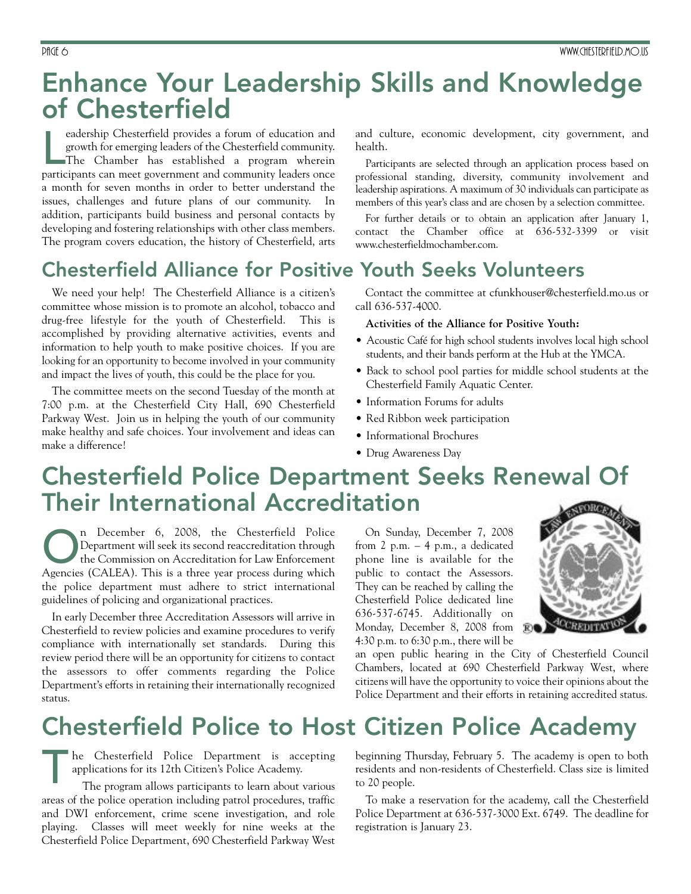# Enhance Your Leadership Skills and Knowledge of Chesterfield

Leadership Chesterfield provides a forum of education and growth for emerging leaders of the Chesterfield community. The Chamber has established a program wherein participants can meet government and community leaders once a month for seven months in order to better understand the issues, challenges and future plans of our community. In addition, participants build business and personal contacts by developing and fostering relationships with other class members. The program covers education, the history of Chesterfield, arts and culture, economic development, city government, and health.

Participants are selected through an application process based on professional standing, diversity, community involvement and leadership aspirations. A maximum of 30 individuals can participate as members of this year's class and are chosen by a selection committee.

For further details or to obtain an application after January 1, contact the Chamber office at 636-532-3399 or visit www.chesterfieldmochamber.com.

# Chesterfield Alliance for Positive Youth Seeks Volunteers

We need your help! The Chesterfield Alliance is a citizen's committee whose mission is to promote an alcohol, tobacco and drug-free lifestyle for the youth of Chesterfield. This is accomplished by providing alternative activities, events and information to help youth to make positive choices. If you are looking for an opportunity to become involved in your community and impact the lives of youth, this could be the place for you.

The committee meets on the second Tuesday of the month at 7:00 p.m. at the Chesterfield City Hall, 690 Chesterfield Parkway West. Join us in helping the youth of our community make healthy and safe choices. Your involvement and ideas can make a difference!

Contact the committee at cfunkhouser@chesterfield.mo.us or call 636-537-4000.

**Activities of the Alliance for Positive Youth:**

- Acoustic Café for high school students involves local high school students, and their bands perform at the Hub at the YMCA.
- Back to school pool parties for middle school students at the Chesterfield Family Aquatic Center.
- Information Forums for adults
- Red Ribbon week participation
- Informational Brochures
- Drug Awareness Day

# Chesterfield Police Department Seeks Renewal Of Their International Accreditation

On December 6, 2008, the Chesterfield Police Department will seek its second reaccreditation through the Commission on Accreditation for Law Enforcement Agencies (CALEA). This is a three year process during which the police department must adhere to strict international guidelines of policing and organizational practices.

In early December three Accreditation Assessors will arrive in Chesterfield to review policies and examine procedures to verify compliance with internationally set standards. During this review period there will be an opportunity for citizens to contact the assessors to offer comments regarding the Police Department's efforts in retaining their internationally recognized status.

On Sunday, December 7, 2008 from 2 p.m. – 4 p.m., a dedicated phone line is available for the public to contact the Assessors. They can be reached by calling the Chesterfield Police dedicated line 636-537-6745. Additionally on Monday, December 8, 2008 from 4:30 p.m. to 6:30 p.m., there will be an open public hearing in the City of Chesterfield Council Chambers, located at 690 Chesterfield Parkway West, where citizens will have the opportunity to voice their opinions about the Police Department and their efforts in retaining accredited status.

# Chesterfield Police to Host Citizen Police Academy

The Chesterfield Police Department is accepting applications for its 12th Citizen's Police Academy.

The program allows participants to learn about various areas of the police operation including patrol procedures, traffic and DWI enforcement, crime scene investigation, and role playing. Classes will meet weekly for nine weeks at the Chesterfield Police Department, 690 Chesterfield Parkway West beginning Thursday, February 5. The academy is open to both residents and non-residents of Chesterfield. Class size is limited to 20 people.

To make a reservation for the academy, call the Chesterfield Police Department at 636-537-3000 Ext. 6749. The deadline for registration is January 23.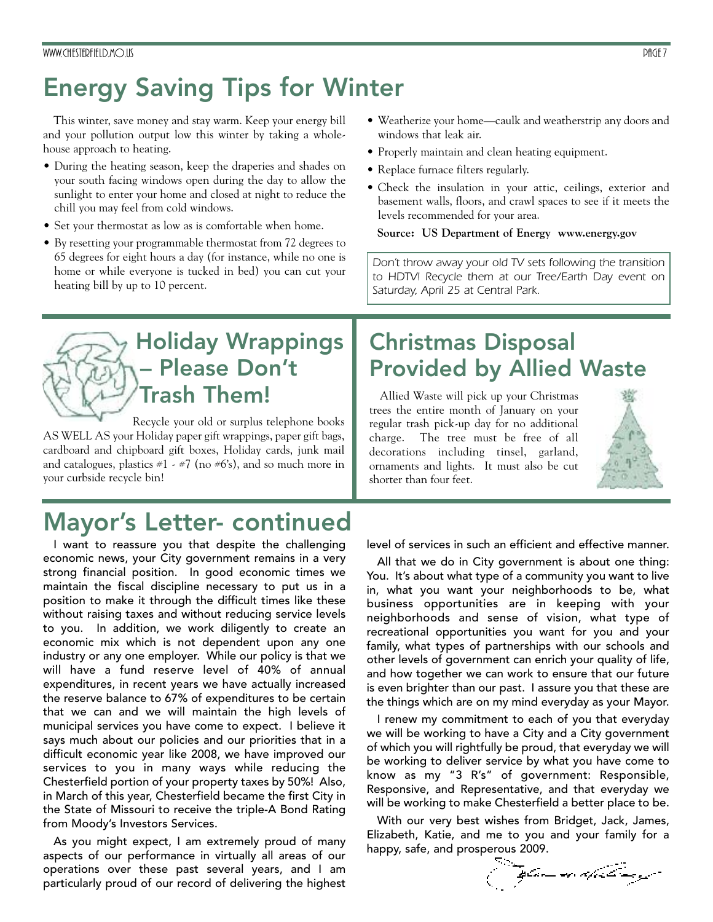# Energy Saving Tips for Winter

This winter, save money and stay warm. Keep your energy bill and your pollution output low this winter by taking a whole-house approach to heating.

- During the heating season, keep the draperies and shades on your south facing windows open during the day to allow the sunlight to enter your home and closed at night to reduce the chill you may feel from cold windows.
- Set your thermostat as low as is comfortable when home.
- By resetting your programmable thermostat from 72 degrees to 65 degrees for eight hours a day (for instance, while no one is home or while everyone is tucked in bed) you can cut your heating bill by up to 10 percent.
- Weatherize your home—caulk and weatherstrip any doors and windows that leak air.
- Properly maintain and clean heating equipment.
- Replace furnace filters regularly.
- Check the insulation in your attic, ceilings, exterior and basement walls, floors, and crawl spaces to see if it meets the levels recommended for your area.

**Source: US Department of Energy www.energy.gov**

*Don't throw away your old TV sets following the transition to HDTV! Recycle them at our Tree/Earth Day event on Saturday, April 25 at Central Park.*

## Holiday Wrappings – Please Don't Trash Them!

Recycle your old or surplus telephone books AS WELL AS your Holiday paper gift wrappings, paper gift bags, cardboard and chipboard gift boxes, Holiday cards, junk mail and catalogues, plastics #1 - #7 (no #6's), and so much more in your curbside recycle bin!

## Christmas Disposal Provided by Allied Waste

Allied Waste will pick up your Christmas trees the entire month of January on your regular trash pick-up day for no additional charge. The tree must be free of all decorations including tinsel, garland, ornaments and lights. It must also be cut shorter than four feet.

# Mayor's Letter- continued

I want to reassure you that despite the challenging economic news, your City government remains in a very strong financial position. In good economic times we maintain the fiscal discipline necessary to put us in a position to make it through the difficult times like these without raising taxes and without reducing service levels to you. In addition, we work diligently to create an economic mix which is not dependent upon any one industry or any one employer. While our policy is that we will have a fund reserve level of 40% of annual expenditures, in recent years we have actually increased the reserve balance to 67% of expenditures to be certain that we can and we will maintain the high levels of municipal services you have come to expect. I believe it says much about our policies and our priorities that in a difficult economic year like 2008, we have improved our services to you in many ways while reducing the Chesterfield portion of your property taxes by 50%! Also, in March of this year, Chesterfield became the first City in the State of Missouri to receive the triple-A Bond Rating from Moody's Investors Services.

As you might expect, I am extremely proud of many aspects of our performance in virtually all areas of our operations over these past several years, and I am particularly proud of our record of delivering the highest level of services in such an efficient and effective manner.

All that we do in City government is about one thing: You. It's about what type of a community you want to live in, what you want your neighborhoods to be, what business opportunities are in keeping with your neighborhoods and sense of vision, what type of recreational opportunities you want for you and your family, what types of partnerships with our schools and other levels of government can enrich your quality of life, and how together we can work to ensure that our future is even brighter than our past. I assure you that these are the things which are on my mind everyday as your Mayor.

I renew my commitment to each of you that everyday we will be working to have a City and a City government of which you will rightfully be proud, that everyday we will be working to deliver service by what you have come to know as my "3 R's" of government: Responsible, Responsive, and Representative, and that everyday we will be working to make Chesterfield a better place to be.

With our very best wishes from Bridget, Jack, James, Elizabeth, Katie, and me to you and your family for a happy, safe, and prosperous 2009.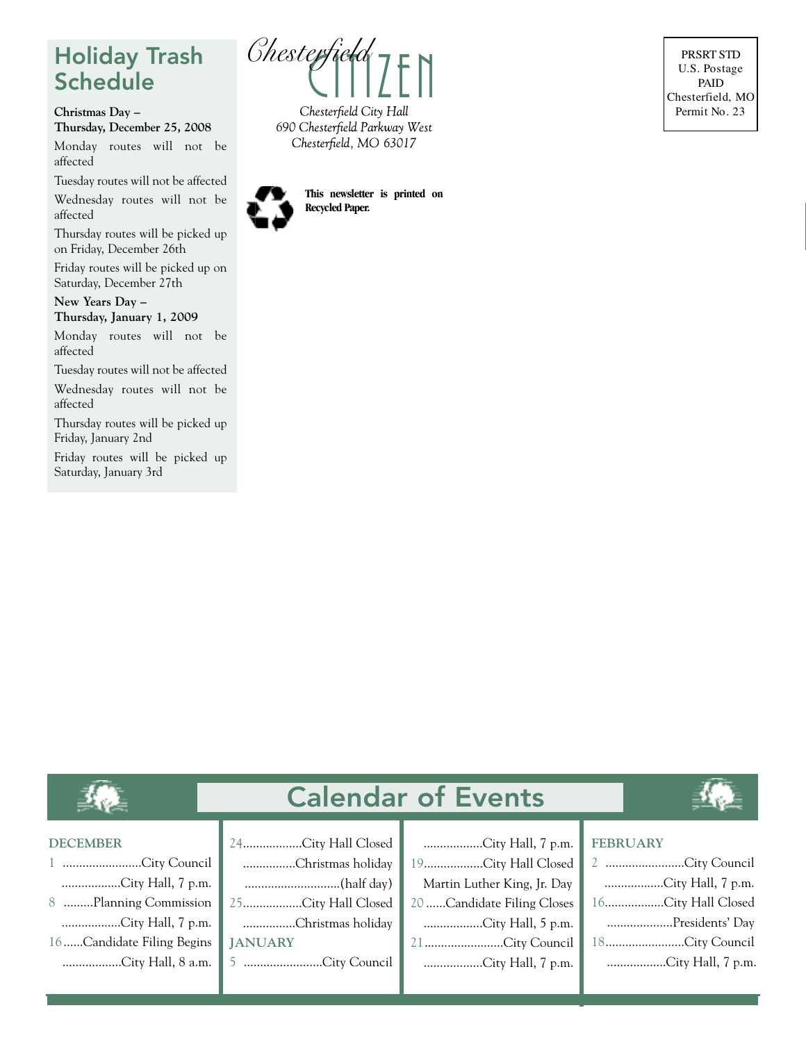## Holiday Trash Schedule

**Christmas Day – Thursday, December 25, 2008**

Monday routes will not be affected

Tuesday routes will not be affected

Wednesday routes will not be affected

Thursday routes will be picked up on Friday, December 26th

Friday routes will be picked up on Saturday, December 27th

**New Years Day – Thursday, January 1, 2009**

Monday routes will not be affected

Tuesday routes will not be affected

Wednesday routes will not be affected

Thursday routes will be picked up Friday, January 2nd

Friday routes will be picked up Saturday, January 3rd

# *Chesterfield* CITIZEN

*Chesterfield City Hall*
*690 Chesterfield Parkway West*
*Chesterfield, MO 63017*

**This newsletter is printed on Recycled Paper.**

PRSRT STD
U.S. Postage
PAID
Chesterfield, MO
Permit No. 23

## Calendar of Events

**DECEMBER**

1 ........................City Council
..................City Hall, 7 p.m.

8 .........Planning Commission
..................City Hall, 7 p.m.

16......Candidate Filing Begins
..................City Hall, 8 a.m.

24..................City Hall Closed
................Christmas holiday
.............................(half day)

25..................City Hall Closed
................Christmas holiday

**JANUARY**

5 ........................City Council
..................City Hall, 7 p.m.

19..................City Hall Closed
Martin Luther King, Jr. Day

20 ......Candidate Filing Closes
..................City Hall, 5 p.m.

21........................City Council
..................City Hall, 7 p.m.

**FEBRUARY**

2 ........................City Council
..................City Hall, 7 p.m.

16..................City Hall Closed
....................Presidents' Day

18........................City Council
..................City Hall, 7 p.m.